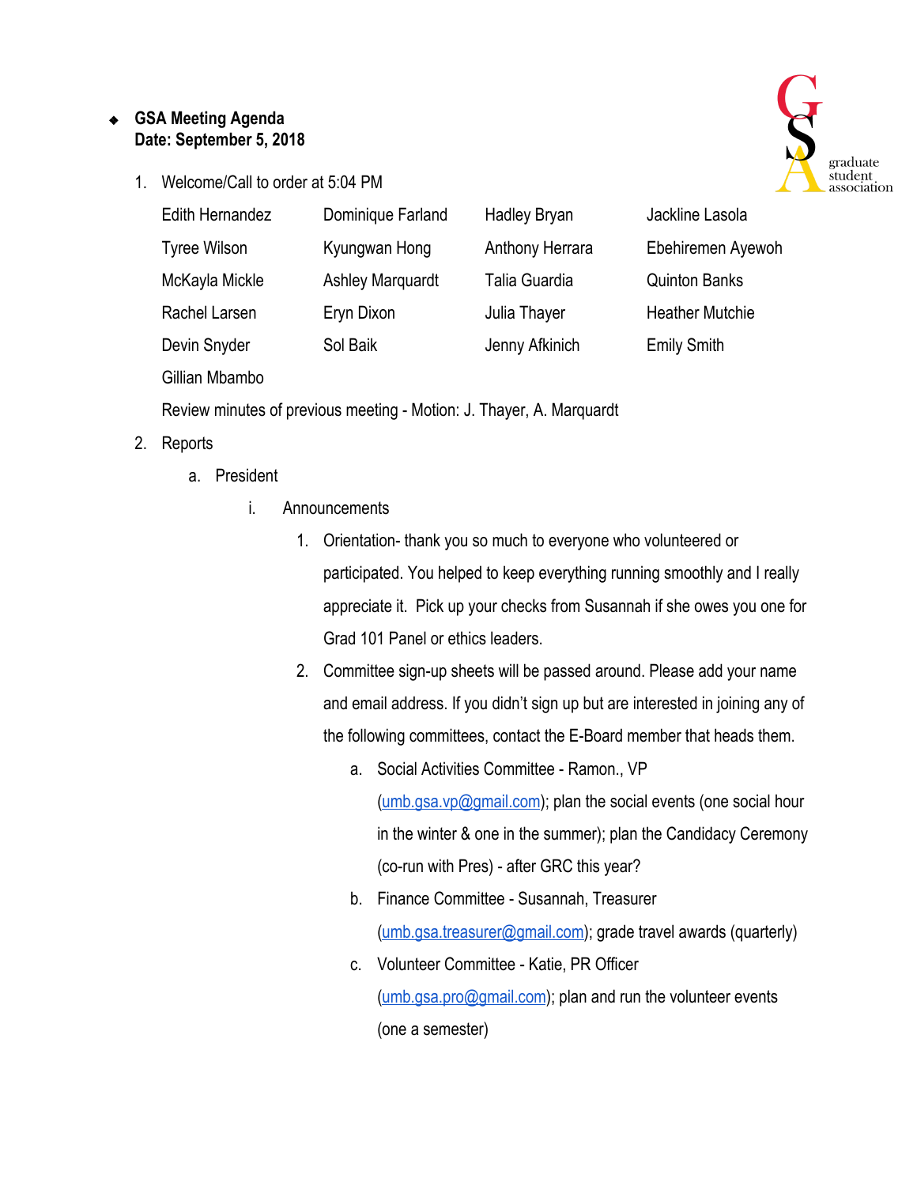- **GSA Meeting Agenda**
  **Date: September 5, 2018**

1. Welcome/Call to order at 5:04 PM

   | | | | |
   |---|---|---|---|
   | Edith Hernandez | Dominique Farland | Hadley Bryan | Jackline Lasola |
   | Tyree Wilson | Kyungwan Hong | Anthony Herrara | Ebehiremen Ayewoh |
   | McKayla Mickle | Ashley Marquardt | Talia Guardia | Quinton Banks |
   | Rachel Larsen | Eryn Dixon | Julia Thayer | Heather Mutchie |
   | Devin Snyder | Sol Baik | Jenny Afkinich | Emily Smith |
   | Gillian Mbambo | | | |

   Review minutes of previous meeting - Motion: J. Thayer, A. Marquardt

2. Reports
   a. President
      i. Announcements
         1. Orientation- thank you so much to everyone who volunteered or participated. You helped to keep everything running smoothly and I really appreciate it. Pick up your checks from Susannah if she owes you one for Grad 101 Panel or ethics leaders.
         2. Committee sign-up sheets will be passed around. Please add your name and email address. If you didn't sign up but are interested in joining any of the following committees, contact the E-Board member that heads them.
            a. Social Activities Committee - Ramon., VP (umb.gsa.vp@gmail.com); plan the social events (one social hour in the winter & one in the summer); plan the Candidacy Ceremony (co-run with Pres) - after GRC this year?
            b. Finance Committee - Susannah, Treasurer (umb.gsa.treasurer@gmail.com); grade travel awards (quarterly)
            c. Volunteer Committee - Katie, PR Officer (umb.gsa.pro@gmail.com); plan and run the volunteer events (one a semester)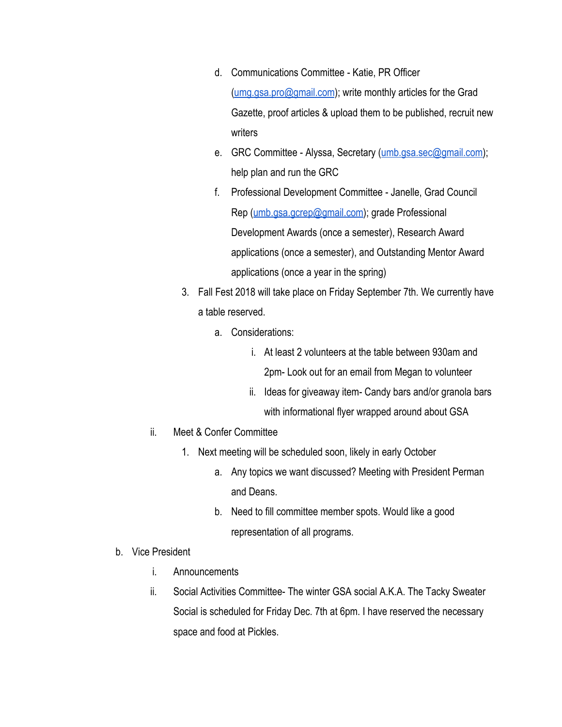d. Communications Committee - Katie, PR Officer (umg.gsa.pro@gmail.com); write monthly articles for the Grad Gazette, proof articles & upload them to be published, recruit new writers

e. GRC Committee - Alyssa, Secretary (umb.gsa.sec@gmail.com); help plan and run the GRC

f. Professional Development Committee - Janelle, Grad Council Rep (umb.gsa.gcrep@gmail.com); grade Professional Development Awards (once a semester), Research Award applications (once a semester), and Outstanding Mentor Award applications (once a year in the spring)

3. Fall Fest 2018 will take place on Friday September 7th. We currently have a table reserved.

   a. Considerations:

      i. At least 2 volunteers at the table between 930am and 2pm- Look out for an email from Megan to volunteer

      ii. Ideas for giveaway item- Candy bars and/or granola bars with informational flyer wrapped around about GSA

ii. Meet & Confer Committee

1. Next meeting will be scheduled soon, likely in early October

   a. Any topics we want discussed? Meeting with President Perman and Deans.

   b. Need to fill committee member spots. Would like a good representation of all programs.

b. Vice President

i. Announcements

ii. Social Activities Committee- The winter GSA social A.K.A. The Tacky Sweater Social is scheduled for Friday Dec. 7th at 6pm. I have reserved the necessary space and food at Pickles.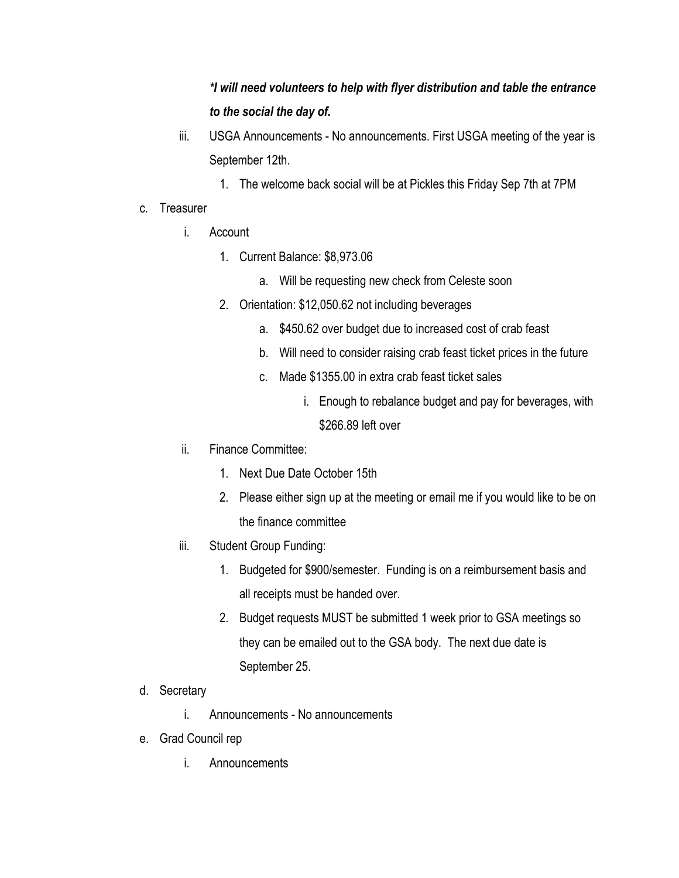*I will need volunteers to help with flyer distribution and table the entrance to the social the day of.*

iii. USGA Announcements - No announcements. First USGA meeting of the year is September 12th.

   1. The welcome back social will be at Pickles this Friday Sep 7th at 7PM

c. Treasurer

   i. Account

      1. Current Balance: $8,973.06

         a. Will be requesting new check from Celeste soon

      2. Orientation: $12,050.62 not including beverages

         a. $450.62 over budget due to increased cost of crab feast

         b. Will need to consider raising crab feast ticket prices in the future

         c. Made $1355.00 in extra crab feast ticket sales

            i. Enough to rebalance budget and pay for beverages, with $266.89 left over

   ii. Finance Committee:

      1. Next Due Date October 15th

      2. Please either sign up at the meeting or email me if you would like to be on the finance committee

   iii. Student Group Funding:

      1. Budgeted for $900/semester. Funding is on a reimbursement basis and all receipts must be handed over.

      2. Budget requests MUST be submitted 1 week prior to GSA meetings so they can be emailed out to the GSA body. The next due date is September 25.

d. Secretary

   i. Announcements - No announcements

e. Grad Council rep

   i. Announcements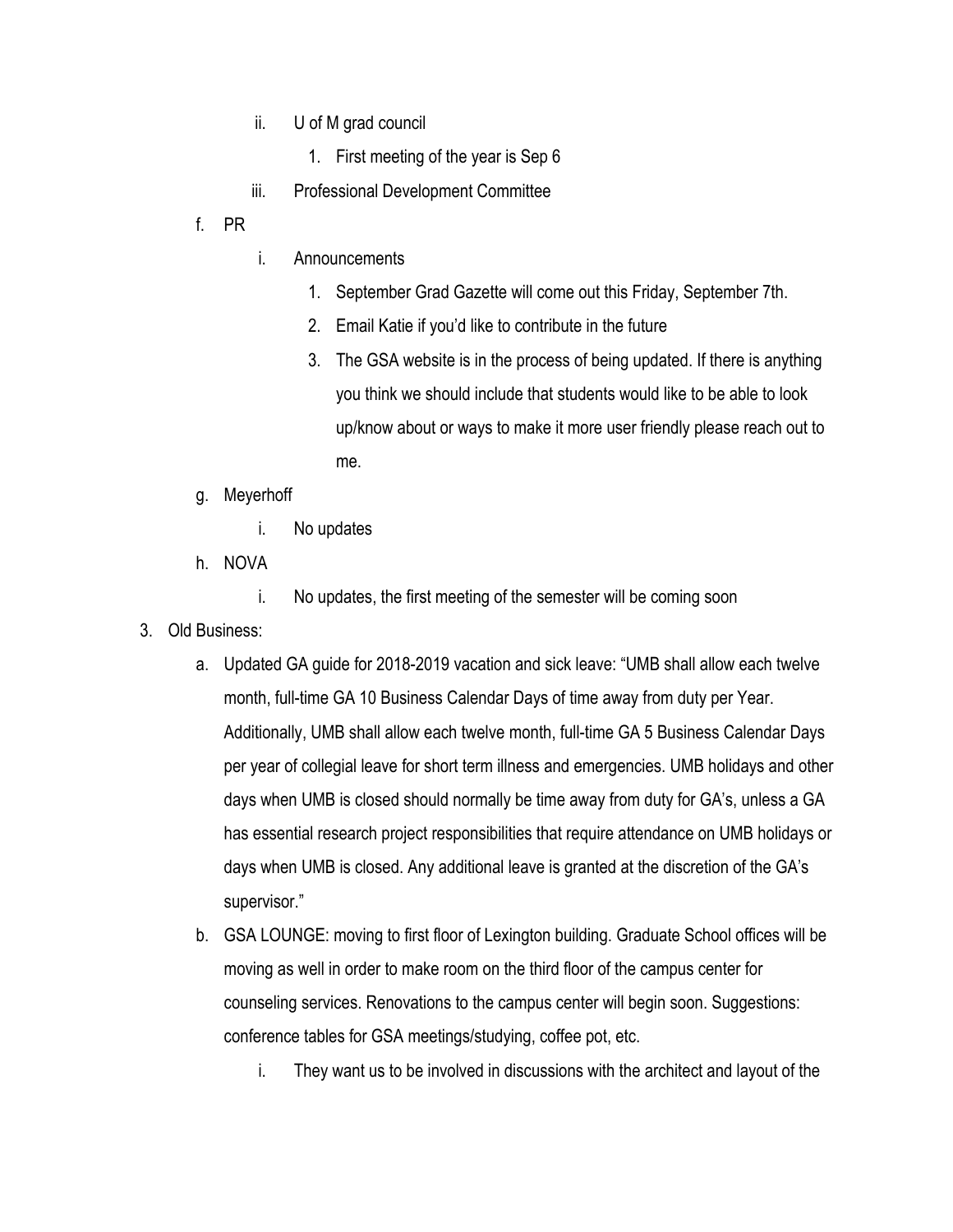- ii. U of M grad council
      1. First meeting of the year is Sep 6
   - iii. Professional Development Committee

- f. PR
   - i. Announcements
      1. September Grad Gazette will come out this Friday, September 7th.
      2. Email Katie if you'd like to contribute in the future
      3. The GSA website is in the process of being updated. If there is anything you think we should include that students would like to be able to look up/know about or ways to make it more user friendly please reach out to me.
- g. Meyerhoff
   - i. No updates
- h. NOVA
   - i. No updates, the first meeting of the semester will be coming soon

3. Old Business:
   - a. Updated GA guide for 2018-2019 vacation and sick leave: "UMB shall allow each twelve month, full-time GA 10 Business Calendar Days of time away from duty per Year. Additionally, UMB shall allow each twelve month, full-time GA 5 Business Calendar Days per year of collegial leave for short term illness and emergencies. UMB holidays and other days when UMB is closed should normally be time away from duty for GA's, unless a GA has essential research project responsibilities that require attendance on UMB holidays or days when UMB is closed. Any additional leave is granted at the discretion of the GA's supervisor."
   - b. GSA LOUNGE: moving to first floor of Lexington building. Graduate School offices will be moving as well in order to make room on the third floor of the campus center for counseling services. Renovations to the campus center will begin soon. Suggestions: conference tables for GSA meetings/studying, coffee pot, etc.
      - i. They want us to be involved in discussions with the architect and layout of the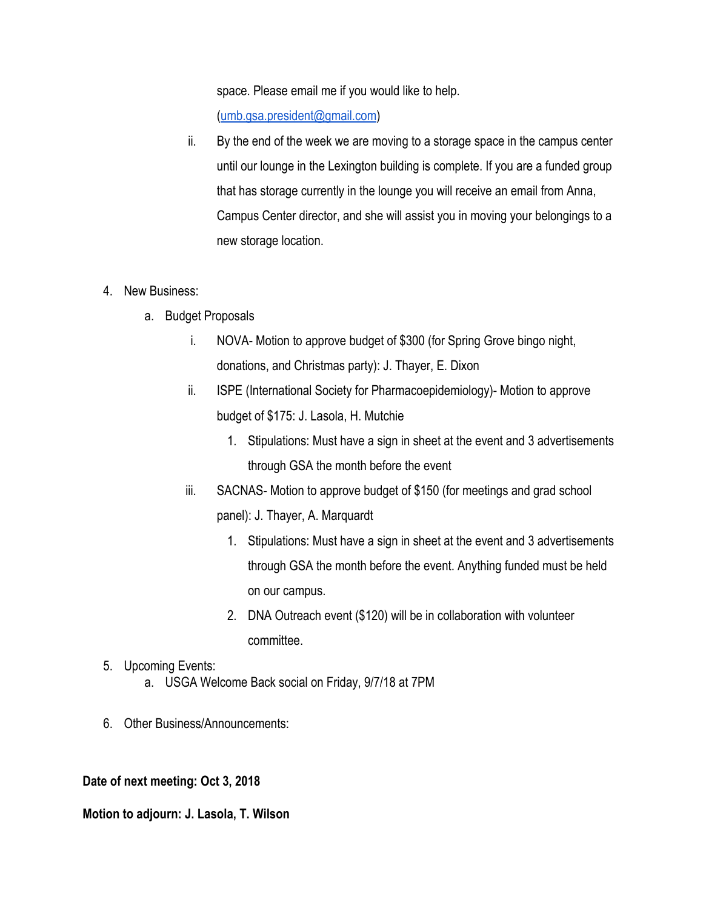space. Please email me if you would like to help. (umb.gsa.president@gmail.com)

   ii. By the end of the week we are moving to a storage space in the campus center until our lounge in the Lexington building is complete. If you are a funded group that has storage currently in the lounge you will receive an email from Anna, Campus Center director, and she will assist you in moving your belongings to a new storage location.

4. New Business:
   a. Budget Proposals
      i. NOVA- Motion to approve budget of $300 (for Spring Grove bingo night, donations, and Christmas party): J. Thayer, E. Dixon
      ii. ISPE (International Society for Pharmacoepidemiology)- Motion to approve budget of $175: J. Lasola, H. Mutchie
         1. Stipulations: Must have a sign in sheet at the event and 3 advertisements through GSA the month before the event
      iii. SACNAS- Motion to approve budget of $150 (for meetings and grad school panel): J. Thayer, A. Marquardt
         1. Stipulations: Must have a sign in sheet at the event and 3 advertisements through GSA the month before the event. Anything funded must be held on our campus.
         2. DNA Outreach event ($120) will be in collaboration with volunteer committee.
5. Upcoming Events:
   a. USGA Welcome Back social on Friday, 9/7/18 at 7PM
6. Other Business/Announcements:

**Date of next meeting: Oct 3, 2018**

**Motion to adjourn: J. Lasola, T. Wilson**